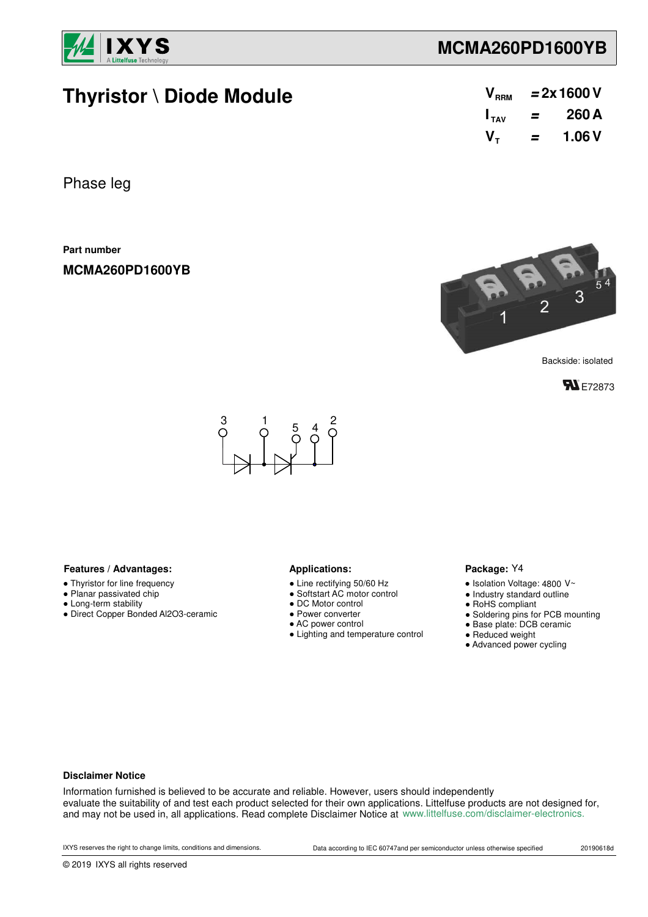# Thyristor \ Diode Module

$V_{RRM}$ = 2x 1600 V
$I_{TAV}$ = 260 A
$V_T$ = 1.06 V

Phase leg

**Part number**

**MCMA260PD1600YB**

Backside: isolated

E72873

3 1 5 4 2

**Features / Advantages:**

- Thyristor for line frequency
- Planar passivated chip
- Long-term stability
- Direct Copper Bonded Al2O3-ceramic

**Applications:**

- Line rectifying 50/60 Hz
- Softstart AC motor control
- DC Motor control
- Power converter
- AC power control
- Lighting and temperature control

**Package:** Y4

- Isolation Voltage: 4800 V~
- Industry standard outline
- RoHS compliant
- Soldering pins for PCB mounting
- Base plate: DCB ceramic
- Reduced weight
- Advanced power cycling

**Disclaimer Notice**

Information furnished is believed to be accurate and reliable. However, users should independently evaluate the suitability of and test each product selected for their own applications. Littelfuse products are not designed for, and may not be used in, all applications. Read complete Disclaimer Notice at www.littelfuse.com/disclaimer-electronics.

IXYS reserves the right to change limits, conditions and dimensions. Data according to IEC 60747and per semiconductor unless otherwise specified 20190618d

© 2019 IXYS all rights reserved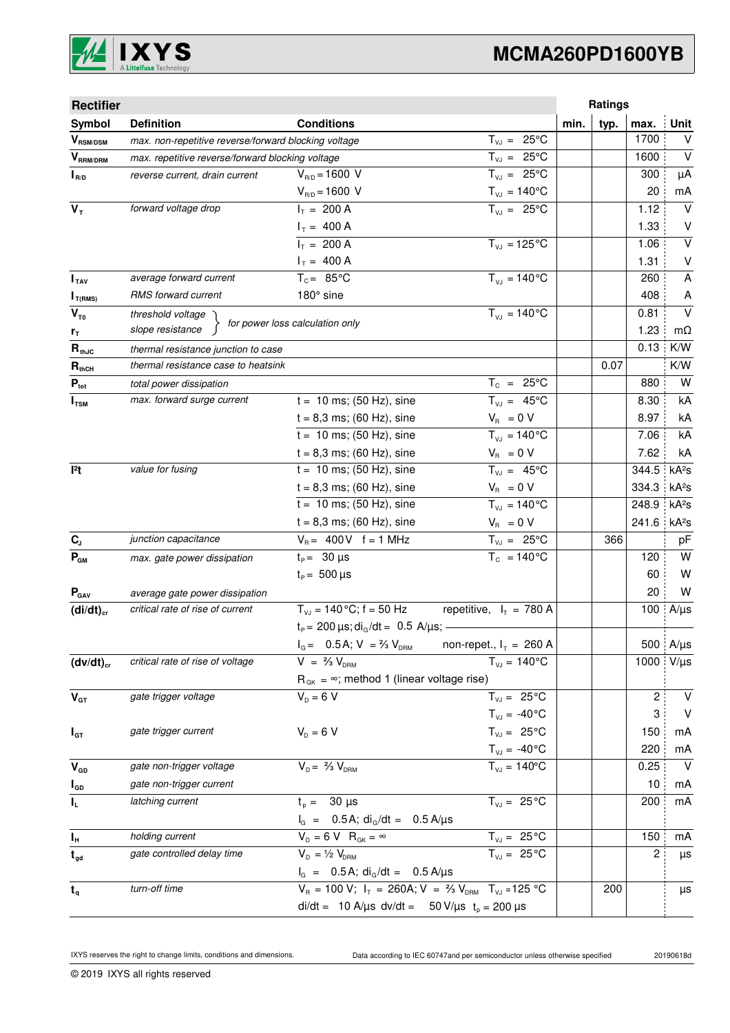| Rectifier | | | | Ratings | | | |
|---|---|---|---|---|---|---|---|
| Symbol | Definition | Conditions | | min. | typ. | max. | Unit |
| $V_{RSM/DSM}$ | *max. non-repetitive reverse/forward blocking voltage* | | $T_{VJ}$ = 25°C | | | 1700 | V |
| $V_{RRM/DRM}$ | *max. repetitive reverse/forward blocking voltage* | | $T_{VJ}$ = 25°C | | | 1600 | V |
| $I_{R/D}$ | *reverse current, drain current* | $V_{R/D}$ = 1600 V | $T_{VJ}$ = 25°C | | | 300 | µA |
| | | $V_{R/D}$ = 1600 V | $T_{VJ}$ = 140°C | | | 20 | mA |
| $V_T$ | *forward voltage drop* | $I_T$ = 200 A | $T_{VJ}$ = 25°C | | | 1.12 | V |
| | | $I_T$ = 400 A | | | | 1.33 | V |
| | | $I_T$ = 200 A | $T_{VJ}$ = 125°C | | | 1.06 | V |
| | | $I_T$ = 400 A | | | | 1.31 | V |
| $I_{TAV}$ | *average forward current* | $T_C$ = 85°C | $T_{VJ}$ = 140°C | | | 260 | A |
| $I_{T(RMS)}$ | *RMS forward current* | 180° sine | | | | 408 | A |
| $V_{T0}$ | *threshold voltage* | *for power loss calculation only* | $T_{VJ}$ = 140°C | | | 0.81 | V |
| $r_T$ | *slope resistance* | | | | | 1.23 | mΩ |
| $R_{thJC}$ | *thermal resistance junction to case* | | | | | 0.13 | K/W |
| $R_{thCH}$ | *thermal resistance case to heatsink* | | | | 0.07 | | K/W |
| $P_{tot}$ | *total power dissipation* | | $T_C$ = 25°C | | | 880 | W |
| $I_{TSM}$ | *max. forward surge current* | t = 10 ms; (50 Hz), sine | $T_{VJ}$ = 45°C | | | 8.30 | kA |
| | | t = 8,3 ms; (60 Hz), sine | $V_R$ = 0 V | | | 8.97 | kA |
| | | t = 10 ms; (50 Hz), sine | $T_{VJ}$ = 140°C | | | 7.06 | kA |
| | | t = 8,3 ms; (60 Hz), sine | $V_R$ = 0 V | | | 7.62 | kA |
| $I^2t$ | *value for fusing* | t = 10 ms; (50 Hz), sine | $T_{VJ}$ = 45°C | | | 344.5 | kA²s |
| | | t = 8,3 ms; (60 Hz), sine | $V_R$ = 0 V | | | 334.3 | kA²s |
| | | t = 10 ms; (50 Hz), sine | $T_{VJ}$ = 140°C | | | 248.9 | kA²s |
| | | t = 8,3 ms; (60 Hz), sine | $V_R$ = 0 V | | | 241.6 | kA²s |
| $C_J$ | *junction capacitance* | $V_R$ = 400 V f = 1 MHz | $T_{VJ}$ = 25°C | | 366 | | pF |
| $P_{GM}$ | *max. gate power dissipation* | $t_P$ = 30 µs | $T_C$ = 140°C | | | 120 | W |
| | | $t_P$ = 500 µs | | | | 60 | W |
| $P_{GAV}$ | *average gate power dissipation* | | | | | 20 | W |
| $(di/dt)_{cr}$ | *critical rate of rise of current* | $T_{VJ}$ = 140°C; f = 50 Hz | repetitive, $I_T$ = 780 A | | | 100 | A/µs |
| | | $t_P$ = 200 µs; $di_G/dt$ = 0.5 A/µs; | | | | | |
| | | $I_G$ = 0.5 A; V = ⅔ $V_{DRM}$ | non-repet., $I_T$ = 260 A | | | 500 | A/µs |
| $(dv/dt)_{cr}$ | *critical rate of rise of voltage* | V = ⅔ $V_{DRM}$ | $T_{VJ}$ = 140°C | | | 1000 | V/µs |
| | | $R_{GK}$ = ∞; method 1 (linear voltage rise) | | | | | |
| $V_{GT}$ | *gate trigger voltage* | $V_D$ = 6 V | $T_{VJ}$ = 25°C | | | 2 | V |
| | | | $T_{VJ}$ = -40°C | | | 3 | V |
| $I_{GT}$ | *gate trigger current* | $V_D$ = 6 V | $T_{VJ}$ = 25°C | | | 150 | mA |
| | | | $T_{VJ}$ = -40°C | | | 220 | mA |
| $V_{GD}$ | *gate non-trigger voltage* | $V_D$ = ⅔ $V_{DRM}$ | $T_{VJ}$ = 140°C | | | 0.25 | V |
| $I_{GD}$ | *gate non-trigger current* | | | | | 10 | mA |
| $I_L$ | *latching current* | $t_p$ = 30 µs | $T_{VJ}$ = 25°C | | | 200 | mA |
| | | $I_G$ = 0.5 A; $di_G/dt$ = 0.5 A/µs | | | | | |
| $I_H$ | *holding current* | $V_D$ = 6 V $R_{GK}$ = ∞ | $T_{VJ}$ = 25°C | | | 150 | mA |
| $t_{gd}$ | *gate controlled delay time* | $V_D$ = ½ $V_{DRM}$ | $T_{VJ}$ = 25°C | | | 2 | µs |
| | | $I_G$ = 0.5 A; $di_G/dt$ = 0.5 A/µs | | | | | |
| $t_q$ | *turn-off time* | $V_R$ = 100 V; $I_T$ = 260A; V = ⅔ $V_{DRM}$ | $T_{VJ}$ = 125 °C | | 200 | | µs |
| | | di/dt = 10 A/µs dv/dt = 50 V/µs $t_p$ = 200 µs | | | | | |

IXYS reserves the right to change limits, conditions and dimensions.

Data according to IEC 60747and per semiconductor unless otherwise specified

20190618d

© 2019 IXYS all rights reserved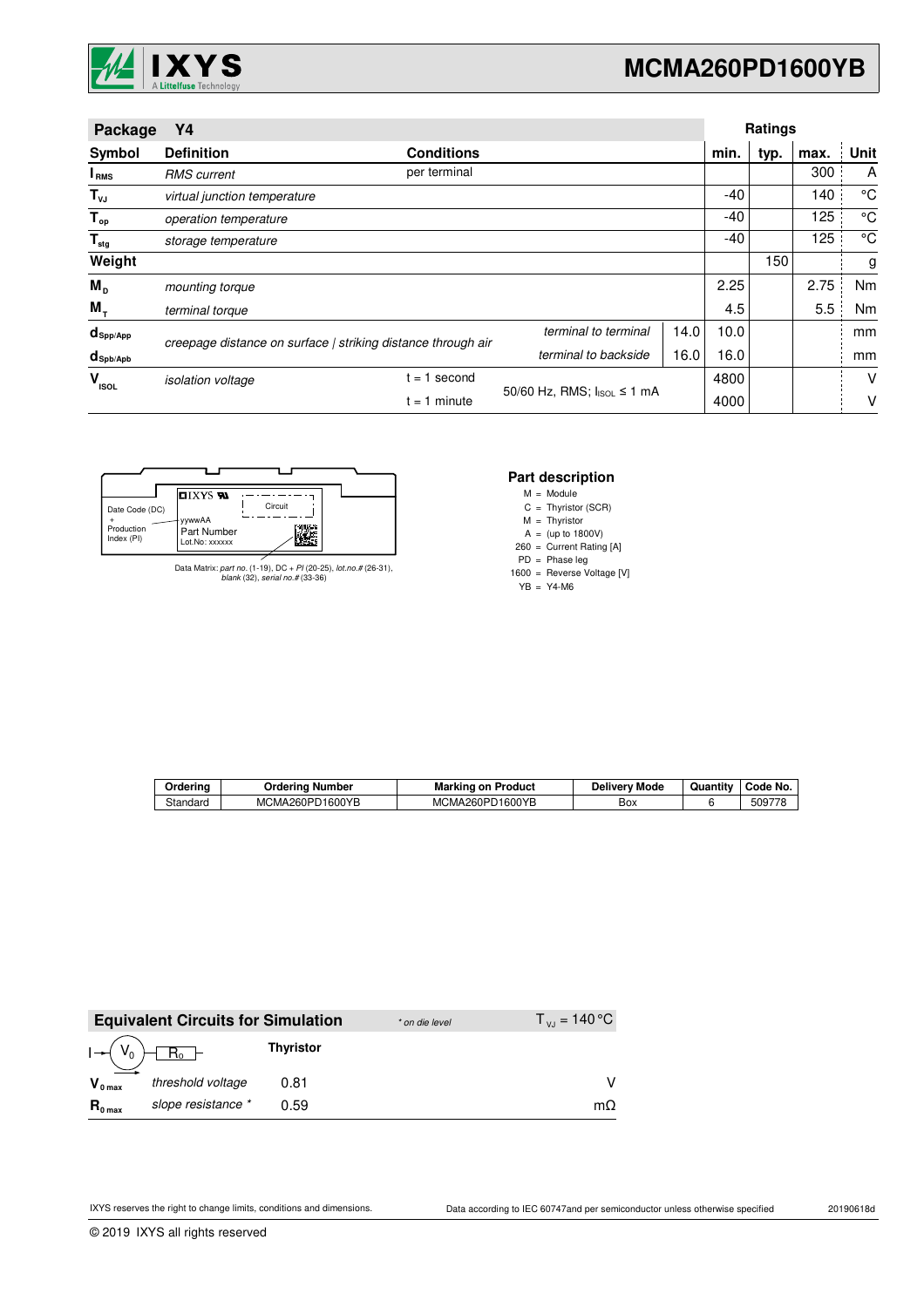## Package Y4

| Symbol | Definition | Conditions | | | Ratings min. | typ. | max. | Unit |
|---|---|---|---|---|---|---|---|---|
| $I_{RMS}$ | *RMS current* | per terminal | | | | | 300 | A |
| $T_{VJ}$ | *virtual junction temperature* | | | | -40 | | 140 | °C |
| $T_{op}$ | *operation temperature* | | | | -40 | | 125 | °C |
| $T_{stg}$ | *storage temperature* | | | | -40 | | 125 | °C |
| **Weight** | | | | | | 150 | | g |
| $M_D$ | *mounting torque* | | | | 2.25 | | 2.75 | Nm |
| $M_T$ | *terminal torque* | | | | 4.5 | | 5.5 | Nm |
| $d_{Spp/App}$ | *creepage distance on surface \| striking distance through air* | | *terminal to terminal* | 14.0 | 10.0 | | | mm |
| $d_{Spb/Apb}$ | | | *terminal to backside* | 16.0 | 16.0 | | | mm |
| $V_{ISOL}$ | *isolation voltage* | t = 1 second | 50/60 Hz, RMS; $I_{ISOL}$ ≤ 1 mA | | 4800 | | | V |
| | | t = 1 minute | | | 4000 | | | V |

Date Code (DC) + Production Index (PI)

IXYS

yywwAA

Part Number

Lot.No: xxxxxx

Circuit

Data Matrix: *part no.* (1-19), DC + *PI* (20-25), *lot.no.#* (26-31), *blank* (32), *serial no.#* (33-36)

### Part description

M = Module
C = Thyristor (SCR)
M = Thyristor
A = (up to 1800V)
260 = Current Rating [A]
PD = Phase leg
1600 = Reverse Voltage [V]
YB = Y4-M6

| Ordering | Ordering Number | Marking on Product | Delivery Mode | Quantity | Code No. |
|---|---|---|---|---|---|
| Standard | MCMA260PD1600YB | MCMA260PD1600YB | Box | 6 | 509778 |

### Equivalent Circuits for Simulation

*\* on die level*

$T_{VJ} = 140\,°C$

| | | Thyristor | |
|---|---|---|---|
| $V_{0\,max}$ | *threshold voltage* | 0.81 | V |
| $R_{0\,max}$ | *slope resistance \** | 0.59 | mΩ |

IXYS reserves the right to change limits, conditions and dimensions.

Data according to IEC 60747and per semiconductor unless otherwise specified

20190618d

© 2019 IXYS all rights reserved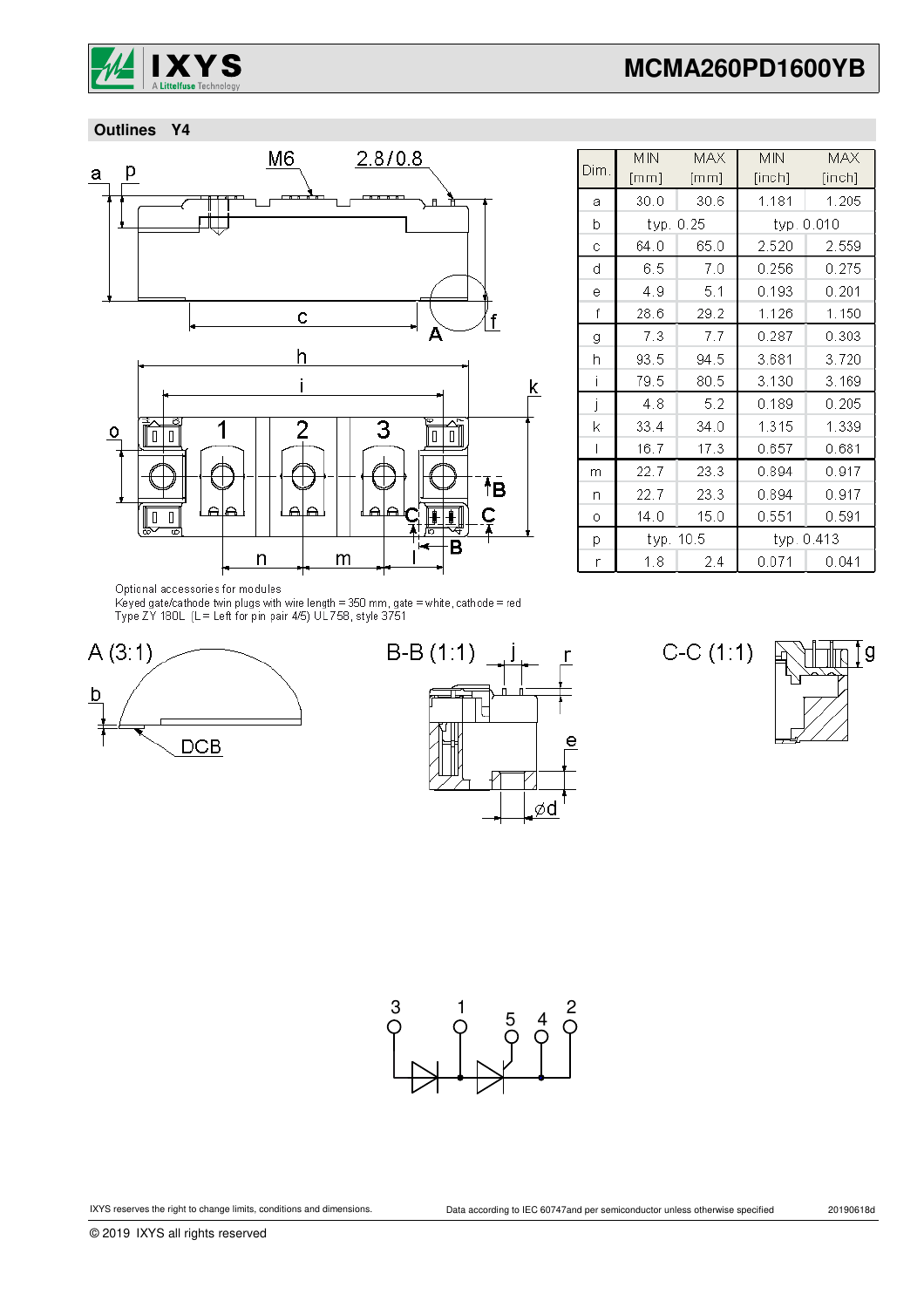## Outlines Y4

M6

2.8/0.8

a p

c A f

h

i

k

o

1 2 3

B

C

n m l

| Dim. | MIN [mm] | MAX [mm] | MIN [inch] | MAX [inch] |
|---|---|---|---|---|
| a | 30.0 | 30.6 | 1.181 | 1.205 |
| b | typ. 0.25 | | typ. 0.010 | |
| c | 64.0 | 65.0 | 2.520 | 2.559 |
| d | 6.5 | 7.0 | 0.256 | 0.275 |
| e | 4.9 | 5.1 | 0.193 | 0.201 |
| f | 28.6 | 29.2 | 1.126 | 1.150 |
| g | 7.3 | 7.7 | 0.287 | 0.303 |
| h | 93.5 | 94.5 | 3.681 | 3.720 |
| i | 79.5 | 80.5 | 3.130 | 3.169 |
| j | 4.8 | 5.2 | 0.189 | 0.205 |
| k | 33.4 | 34.0 | 1.315 | 1.339 |
| l | 16.7 | 17.3 | 0.657 | 0.681 |
| m | 22.7 | 23.3 | 0.894 | 0.917 |
| n | 22.7 | 23.3 | 0.894 | 0.917 |
| o | 14.0 | 15.0 | 0.551 | 0.591 |
| p | typ. 10.5 | | typ. 0.413 | |
| r | 1.8 | 2.4 | 0.071 | 0.041 |

Optional accessories for modules
Keyed gate/cathode twin plugs with wire length = 350 mm, gate = white, cathode = red
Type ZY 180L (L = Left for pin pair 4/5) UL758, style 3751

A (3:1)

b

DCB

B-B (1:1)

j r

e

ød

C-C (1:1)

g

3 1 5 4 2

IXYS reserves the right to change limits, conditions and dimensions.

Data according to IEC 60747and per semiconductor unless otherwise specified

20190618d

© 2019 IXYS all rights reserved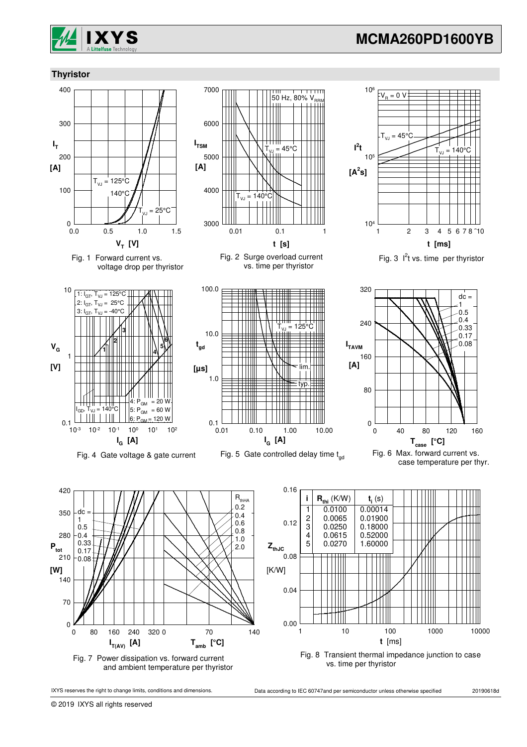## Thyristor

$I_T$ [A]
400
300
200
100
0
0.0 0.5 1.0 1.5
$V_T$ [V]
$T_{VJ}$ = 125°C
140°C
$T_{VJ}$ = 25°C

Fig. 1 Forward current vs. voltage drop per thyristor

$I_{TSM}$ [A]
7000
6000
5000
4000
3000
0.01 0.1 1
t [s]
50 Hz, 80% $V_{RRM}$
$T_{VJ}$ = 45°C
$T_{VJ}$ = 140°C

Fig. 2 Surge overload current vs. time per thyristor

$I^2t$ [$A^2s$]
$10^6$
$10^5$
$10^4$
1 2 3 4 5 6 7 8 10
t [ms]
$V_R$ = 0 V
$T_{VJ}$ = 45°C
$T_{VJ}$ = 140°C

Fig. 3 $I^2t$ vs. time per thyristor

$V_G$ [V]
10
1
0.1
$10^{-3}$ $10^{-2}$ $10^{-1}$ $10^0$ $10^1$ $10^2$
$I_G$ [A]
1: $I_{GT}$, $T_{VJ}$ = 125°C
2: $I_{GT}$, $T_{VJ}$ = 25°C
3: $I_{GT}$, $T_{VJ}$ = -40°C
$I_{GD}$, $T_{VJ}$ = 140°C
4: $P_{GM}$ = 20 W
5: $P_{GM}$ = 60 W
6: $P_{GM}$ = 120 W

Fig. 4 Gate voltage & gate current

$t_{gd}$ [µs]
100.0
10.0
1.0
0.1
0.01 0.10 1.00 10.00
$I_G$ [A]
$T_{VJ}$ = 125°C
lim.
typ.

Fig. 5 Gate controlled delay time $t_{gd}$

$I_{TAVM}$ [A]
320
240
160
80
0
0 40 80 120 160
$T_{case}$ [°C]
dc =
1
0.5
0.4
0.33
0.17
0.08

Fig. 6 Max. forward current vs. case temperature per thyr.

$P_{tot}$ [W]
420
350
280
210
140
70
0
0 80 160 240 320 0 70 140
$I_{T(AV)}$ [A]
$T_{amb}$ [°C]
dc =
1
0.5
0.4
0.33
0.17
0.08
$R_{thHA}$
0.2
0.4
0.6
0.8
1.0
2.0

Fig. 7 Power dissipation vs. forward current and ambient temperature per thyristor

$Z_{thJC}$ [K/W]
0.16
0.12
0.08
0.04
0.00
1 10 100 1000 10000
t [ms]

| i | $R_{thi}$ (K/W) | $t_i$ (s) |
|---|---|---|
| 1 | 0.0100 | 0.00014 |
| 2 | 0.0065 | 0.01900 |
| 3 | 0.0250 | 0.18000 |
| 4 | 0.0615 | 0.52000 |
| 5 | 0.0270 | 1.60000 |

Fig. 8 Transient thermal impedance junction to case vs. time per thyristor

IXYS reserves the right to change limits, conditions and dimensions.

Data according to IEC 60747and per semiconductor unless otherwise specified

20190618d

© 2019 IXYS all rights reserved